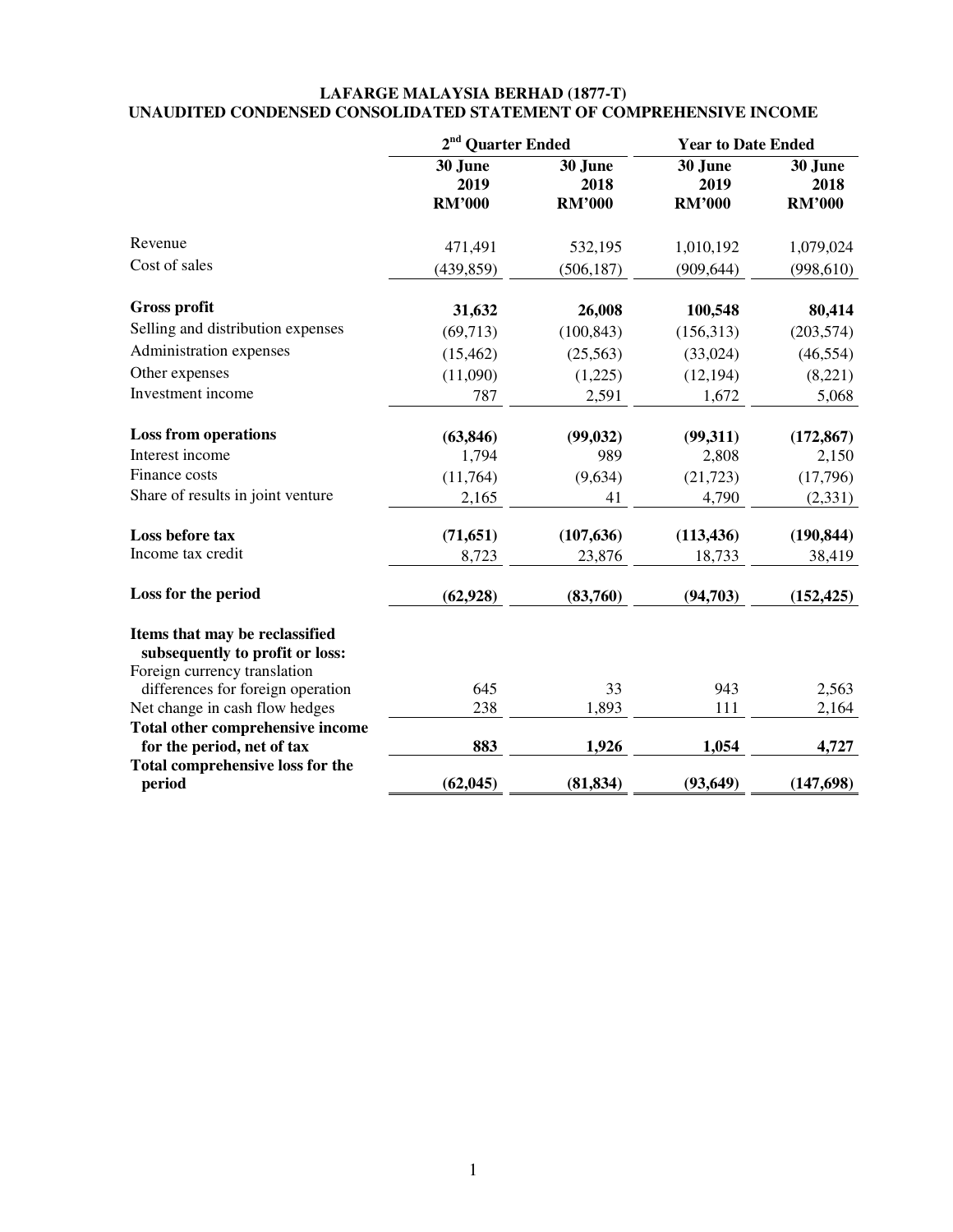**LAFARGE MALAYSIA BERHAD (1877-T)**
**UNAUDITED CONDENSED CONSOLIDATED STATEMENT OF COMPREHENSIVE INCOME**

| | 2nd Quarter Ended | | Year to Date Ended | |
|---|---|---|---|---|
| | **30 June 2019 RM'000** | **30 June 2018 RM'000** | **30 June 2019 RM'000** | **30 June 2018 RM'000** |
| Revenue | 471,491 | 532,195 | 1,010,192 | 1,079,024 |
| Cost of sales | (439,859) | (506,187) | (909,644) | (998,610) |
| **Gross profit** | **31,632** | **26,008** | **100,548** | **80,414** |
| Selling and distribution expenses | (69,713) | (100,843) | (156,313) | (203,574) |
| Administration expenses | (15,462) | (25,563) | (33,024) | (46,554) |
| Other expenses | (11,090) | (1,225) | (12,194) | (8,221) |
| Investment income | 787 | 2,591 | 1,672 | 5,068 |
| **Loss from operations** | **(63,846)** | **(99,032)** | **(99,311)** | **(172,867)** |
| Interest income | 1,794 | 989 | 2,808 | 2,150 |
| Finance costs | (11,764) | (9,634) | (21,723) | (17,796) |
| Share of results in joint venture | 2,165 | 41 | 4,790 | (2,331) |
| **Loss before tax** | **(71,651)** | **(107,636)** | **(113,436)** | **(190,844)** |
| Income tax credit | 8,723 | 23,876 | 18,733 | 38,419 |
| **Loss for the period** | **(62,928)** | **(83,760)** | **(94,703)** | **(152,425)** |
| **Items that may be reclassified subsequently to profit or loss:** | | | | |
| Foreign currency translation differences for foreign operation | 645 | 33 | 943 | 2,563 |
| Net change in cash flow hedges | 238 | 1,893 | 111 | 2,164 |
| **Total other comprehensive income for the period, net of tax** | **883** | **1,926** | **1,054** | **4,727** |
| **Total comprehensive loss for the period** | **(62,045)** | **(81,834)** | **(93,649)** | **(147,698)** |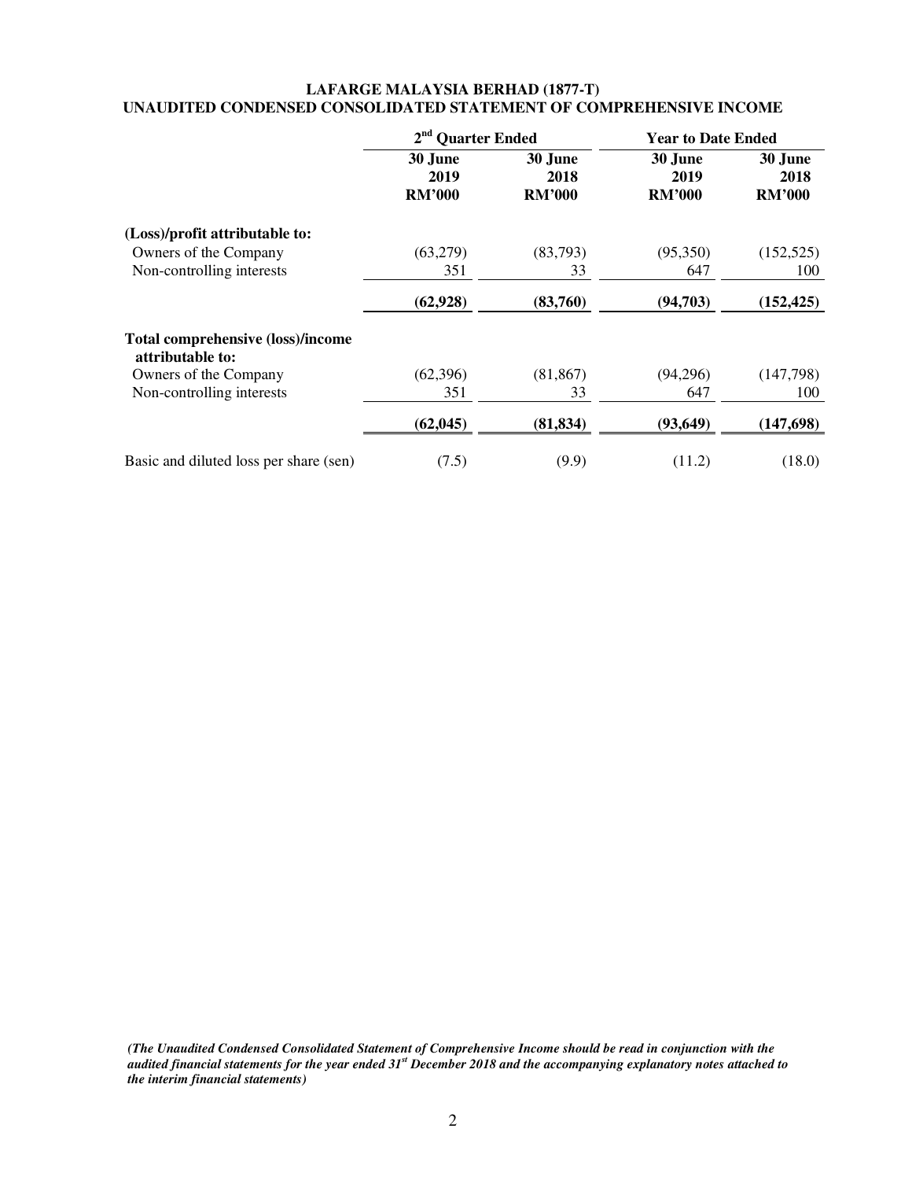**LAFARGE MALAYSIA BERHAD (1877-T)**
**UNAUDITED CONDENSED CONSOLIDATED STATEMENT OF COMPREHENSIVE INCOME**

| | 2nd Quarter Ended | | Year to Date Ended | |
|---|---|---|---|---|
| | **30 June 2019 RM'000** | **30 June 2018 RM'000** | **30 June 2019 RM'000** | **30 June 2018 RM'000** |
| **(Loss)/profit attributable to:** | | | | |
| Owners of the Company | (63,279) | (83,793) | (95,350) | (152,525) |
| Non-controlling interests | 351 | 33 | 647 | 100 |
| | **(62,928)** | **(83,760)** | **(94,703)** | **(152,425)** |
| **Total comprehensive (loss)/income attributable to:** | | | | |
| Owners of the Company | (62,396) | (81,867) | (94,296) | (147,798) |
| Non-controlling interests | 351 | 33 | 647 | 100 |
| | **(62,045)** | **(81,834)** | **(93,649)** | **(147,698)** |
| Basic and diluted loss per share (sen) | (7.5) | (9.9) | (11.2) | (18.0) |

***(The Unaudited Condensed Consolidated Statement of Comprehensive Income should be read in conjunction with the audited financial statements for the year ended 31st December 2018 and the accompanying explanatory notes attached to the interim financial statements)***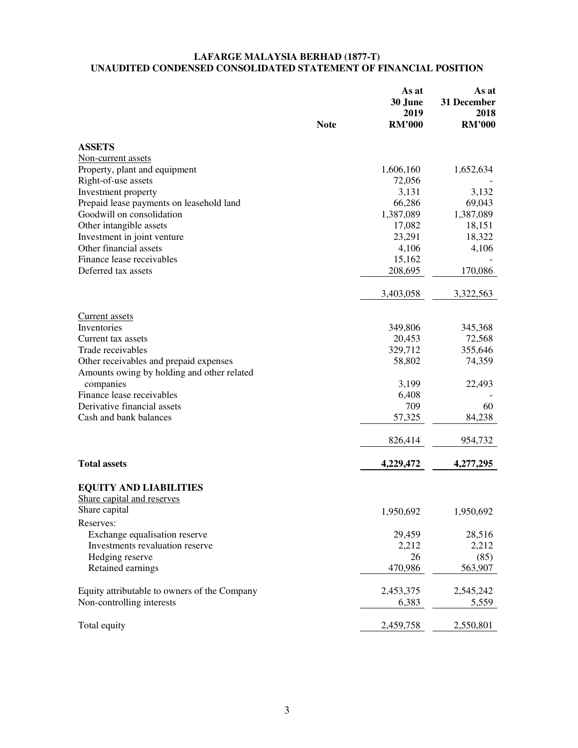**LAFARGE MALAYSIA BERHAD (1877-T)**
**UNAUDITED CONDENSED CONSOLIDATED STATEMENT OF FINANCIAL POSITION**

| | Note | As at 30 June 2019 RM'000 | As at 31 December 2018 RM'000 |
|---|---|---|---|
| **ASSETS** | | | |
| Non-current assets | | | |
| Property, plant and equipment | | 1,606,160 | 1,652,634 |
| Right-of-use assets | | 72,056 | - |
| Investment property | | 3,131 | 3,132 |
| Prepaid lease payments on leasehold land | | 66,286 | 69,043 |
| Goodwill on consolidation | | 1,387,089 | 1,387,089 |
| Other intangible assets | | 17,082 | 18,151 |
| Investment in joint venture | | 23,291 | 18,322 |
| Other financial assets | | 4,106 | 4,106 |
| Finance lease receivables | | 15,162 | - |
| Deferred tax assets | | 208,695 | 170,086 |
| | | 3,403,058 | 3,322,563 |
| Current assets | | | |
| Inventories | | 349,806 | 345,368 |
| Current tax assets | | 20,453 | 72,568 |
| Trade receivables | | 329,712 | 355,646 |
| Other receivables and prepaid expenses | | 58,802 | 74,359 |
| Amounts owing by holding and other related companies | | 3,199 | 22,493 |
| Finance lease receivables | | 6,408 | - |
| Derivative financial assets | | 709 | 60 |
| Cash and bank balances | | 57,325 | 84,238 |
| | | 826,414 | 954,732 |
| **Total assets** | | **4,229,472** | **4,277,295** |
| **EQUITY AND LIABILITIES** | | | |
| Share capital and reserves | | | |
| Share capital | | 1,950,692 | 1,950,692 |
| Reserves: | | | |
| Exchange equalisation reserve | | 29,459 | 28,516 |
| Investments revaluation reserve | | 2,212 | 2,212 |
| Hedging reserve | | 26 | (85) |
| Retained earnings | | 470,986 | 563,907 |
| Equity attributable to owners of the Company | | 2,453,375 | 2,545,242 |
| Non-controlling interests | | 6,383 | 5,559 |
| Total equity | | 2,459,758 | 2,550,801 |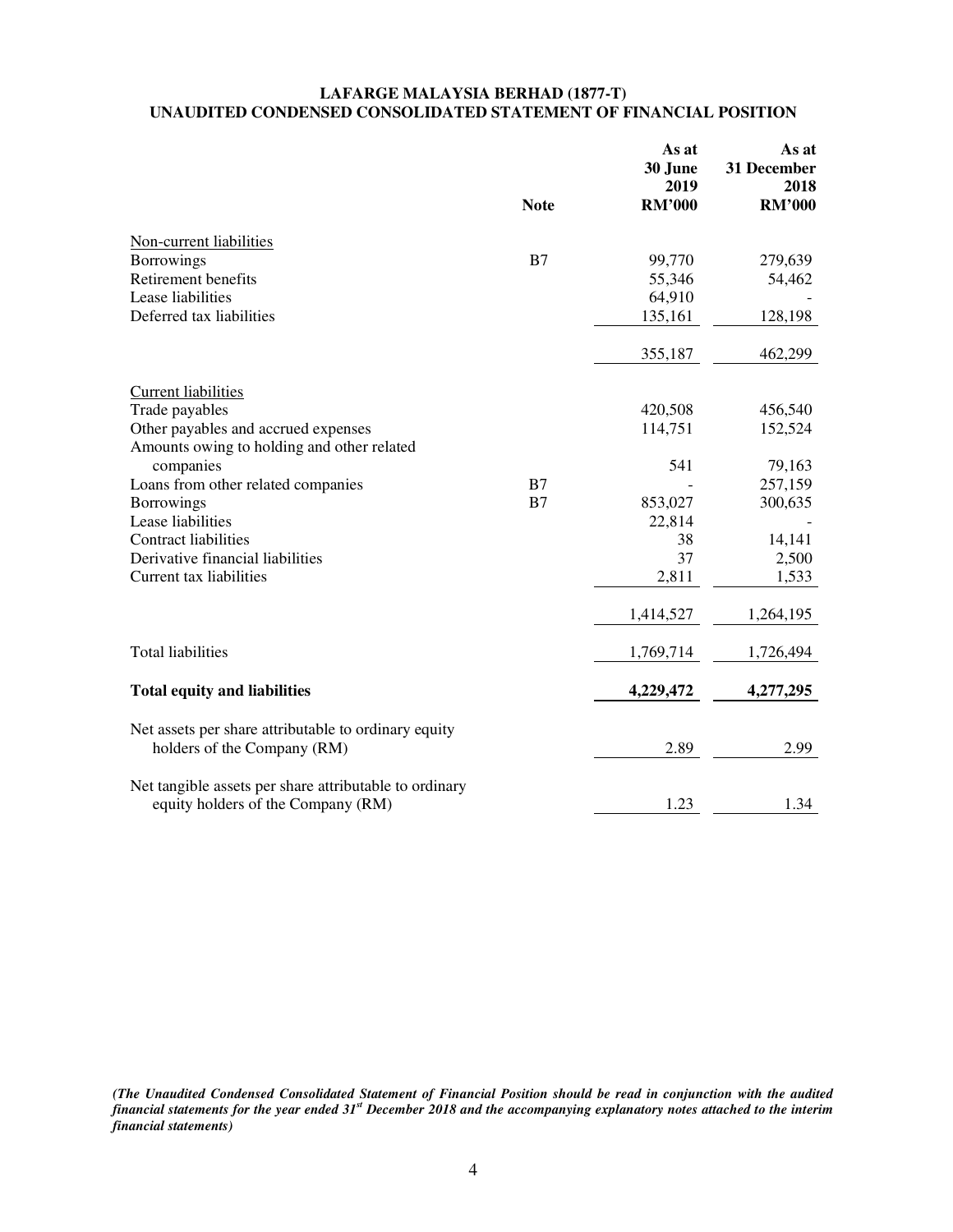**LAFARGE MALAYSIA BERHAD (1877-T)**
**UNAUDITED CONDENSED CONSOLIDATED STATEMENT OF FINANCIAL POSITION**

| | Note | As at 30 June 2019 RM'000 | As at 31 December 2018 RM'000 |
|---|---|---|---|
| Non-current liabilities | | | |
| Borrowings | B7 | 99,770 | 279,639 |
| Retirement benefits | | 55,346 | 54,462 |
| Lease liabilities | | 64,910 | - |
| Deferred tax liabilities | | 135,161 | 128,198 |
| | | 355,187 | 462,299 |
| Current liabilities | | | |
| Trade payables | | 420,508 | 456,540 |
| Other payables and accrued expenses | | 114,751 | 152,524 |
| Amounts owing to holding and other related companies | | 541 | 79,163 |
| Loans from other related companies | B7 | - | 257,159 |
| Borrowings | B7 | 853,027 | 300,635 |
| Lease liabilities | | 22,814 | - |
| Contract liabilities | | 38 | 14,141 |
| Derivative financial liabilities | | 37 | 2,500 |
| Current tax liabilities | | 2,811 | 1,533 |
| | | 1,414,527 | 1,264,195 |
| Total liabilities | | 1,769,714 | 1,726,494 |
| **Total equity and liabilities** | | **4,229,472** | **4,277,295** |
| Net assets per share attributable to ordinary equity holders of the Company (RM) | | 2.89 | 2.99 |
| Net tangible assets per share attributable to ordinary equity holders of the Company (RM) | | 1.23 | 1.34 |

*(The Unaudited Condensed Consolidated Statement of Financial Position should be read in conjunction with the audited financial statements for the year ended 31st December 2018 and the accompanying explanatory notes attached to the interim financial statements)*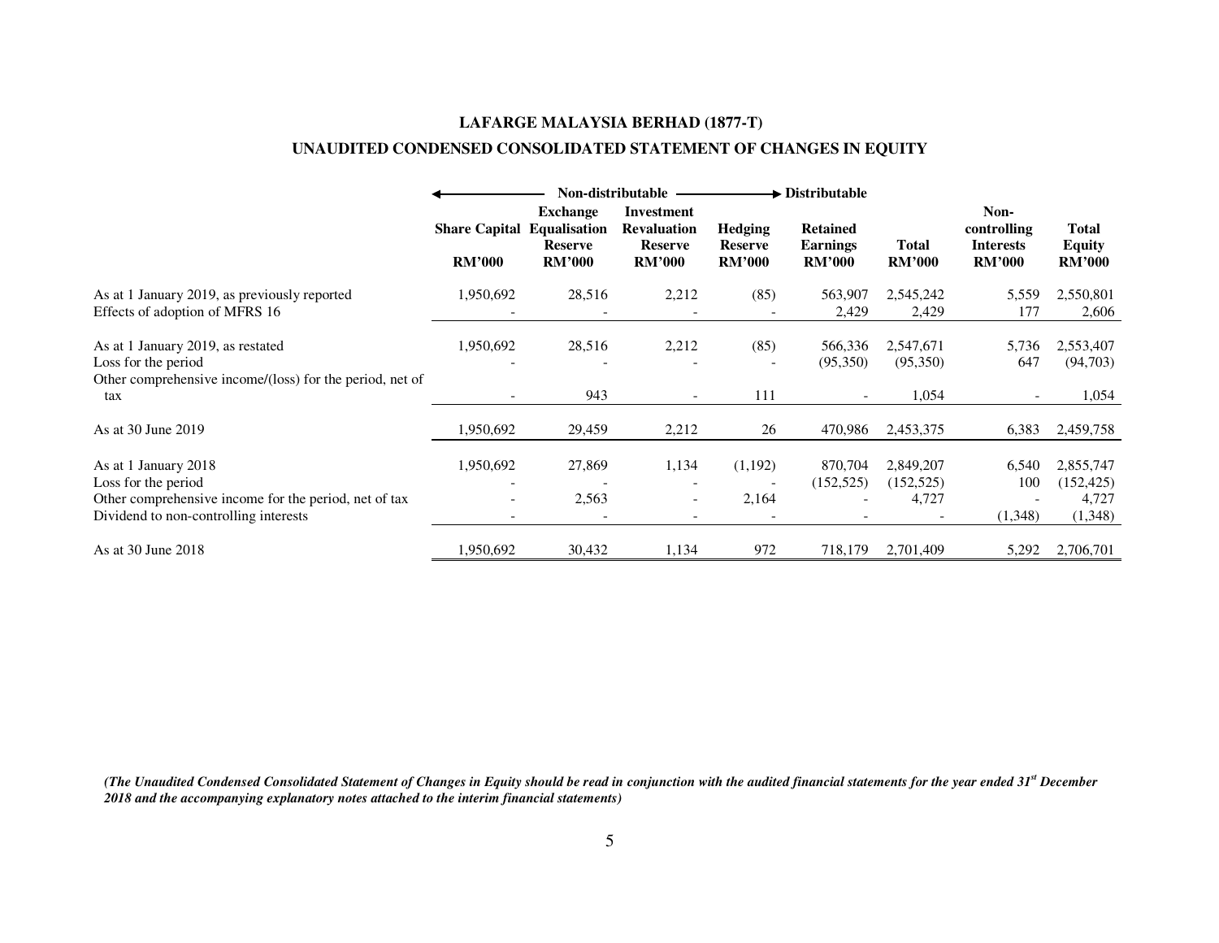**LAFARGE MALAYSIA BERHAD (1877-T)**

**UNAUDITED CONDENSED CONSOLIDATED STATEMENT OF CHANGES IN EQUITY**

| | Non-distributable | | | | Distributable | | | |
|---|---|---|---|---|---|---|---|---|
| | Share Capital | Exchange Equalisation Reserve | Investment Revaluation Reserve | Hedging Reserve | Retained Earnings | Total | Non-controlling Interests | Total Equity |
| | RM'000 | RM'000 | RM'000 | RM'000 | RM'000 | RM'000 | RM'000 | RM'000 |
| As at 1 January 2019, as previously reported | 1,950,692 | 28,516 | 2,212 | (85) | 563,907 | 2,545,242 | 5,559 | 2,550,801 |
| Effects of adoption of MFRS 16 | - | - | - | - | 2,429 | 2,429 | 177 | 2,606 |
| As at 1 January 2019, as restated | 1,950,692 | 28,516 | 2,212 | (85) | 566,336 | 2,547,671 | 5,736 | 2,553,407 |
| Loss for the period | - | - | - | - | (95,350) | (95,350) | 647 | (94,703) |
| Other comprehensive income/(loss) for the period, net of tax | - | 943 | - | 111 | - | 1,054 | - | 1,054 |
| As at 30 June 2019 | 1,950,692 | 29,459 | 2,212 | 26 | 470,986 | 2,453,375 | 6,383 | 2,459,758 |
| As at 1 January 2018 | 1,950,692 | 27,869 | 1,134 | (1,192) | 870,704 | 2,849,207 | 6,540 | 2,855,747 |
| Loss for the period | - | - | - | - | (152,525) | (152,525) | 100 | (152,425) |
| Other comprehensive income for the period, net of tax | - | 2,563 | - | 2,164 | - | 4,727 | - | 4,727 |
| Dividend to non-controlling interests | - | - | - | - | - | - | (1,348) | (1,348) |
| As at 30 June 2018 | 1,950,692 | 30,432 | 1,134 | 972 | 718,179 | 2,701,409 | 5,292 | 2,706,701 |

***(The Unaudited Condensed Consolidated Statement of Changes in Equity should be read in conjunction with the audited financial statements for the year ended 31st December 2018 and the accompanying explanatory notes attached to the interim financial statements)***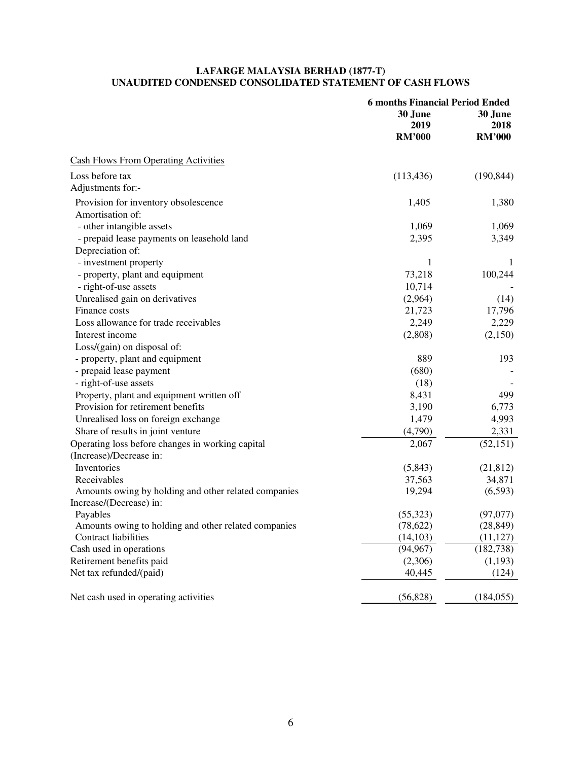# LAFARGE MALAYSIA BERHAD (1877-T)
## UNAUDITED CONDENSED CONSOLIDATED STATEMENT OF CASH FLOWS

| | 6 months Financial Period Ended | |
|---|---|---|
| | 30 June 2019 RM'000 | 30 June 2018 RM'000 |
| Cash Flows From Operating Activities | | |
| Loss before tax | (113,436) | (190,844) |
| Adjustments for:- | | |
| Provision for inventory obsolescence | 1,405 | 1,380 |
| Amortisation of: | | |
| - other intangible assets | 1,069 | 1,069 |
| - prepaid lease payments on leasehold land | 2,395 | 3,349 |
| Depreciation of: | | |
| - investment property | 1 | 1 |
| - property, plant and equipment | 73,218 | 100,244 |
| - right-of-use assets | 10,714 | - |
| Unrealised gain on derivatives | (2,964) | (14) |
| Finance costs | 21,723 | 17,796 |
| Loss allowance for trade receivables | 2,249 | 2,229 |
| Interest income | (2,808) | (2,150) |
| Loss/(gain) on disposal of: | | |
| - property, plant and equipment | 889 | 193 |
| - prepaid lease payment | (680) | - |
| - right-of-use assets | (18) | - |
| Property, plant and equipment written off | 8,431 | 499 |
| Provision for retirement benefits | 3,190 | 6,773 |
| Unrealised loss on foreign exchange | 1,479 | 4,993 |
| Share of results in joint venture | (4,790) | 2,331 |
| Operating loss before changes in working capital | 2,067 | (52,151) |
| (Increase)/Decrease in: | | |
| Inventories | (5,843) | (21,812) |
| Receivables | 37,563 | 34,871 |
| Amounts owing by holding and other related companies | 19,294 | (6,593) |
| Increase/(Decrease) in: | | |
| Payables | (55,323) | (97,077) |
| Amounts owing to holding and other related companies | (78,622) | (28,849) |
| Contract liabilities | (14,103) | (11,127) |
| Cash used in operations | (94,967) | (182,738) |
| Retirement benefits paid | (2,306) | (1,193) |
| Net tax refunded/(paid) | 40,445 | (124) |
| Net cash used in operating activities | (56,828) | (184,055) |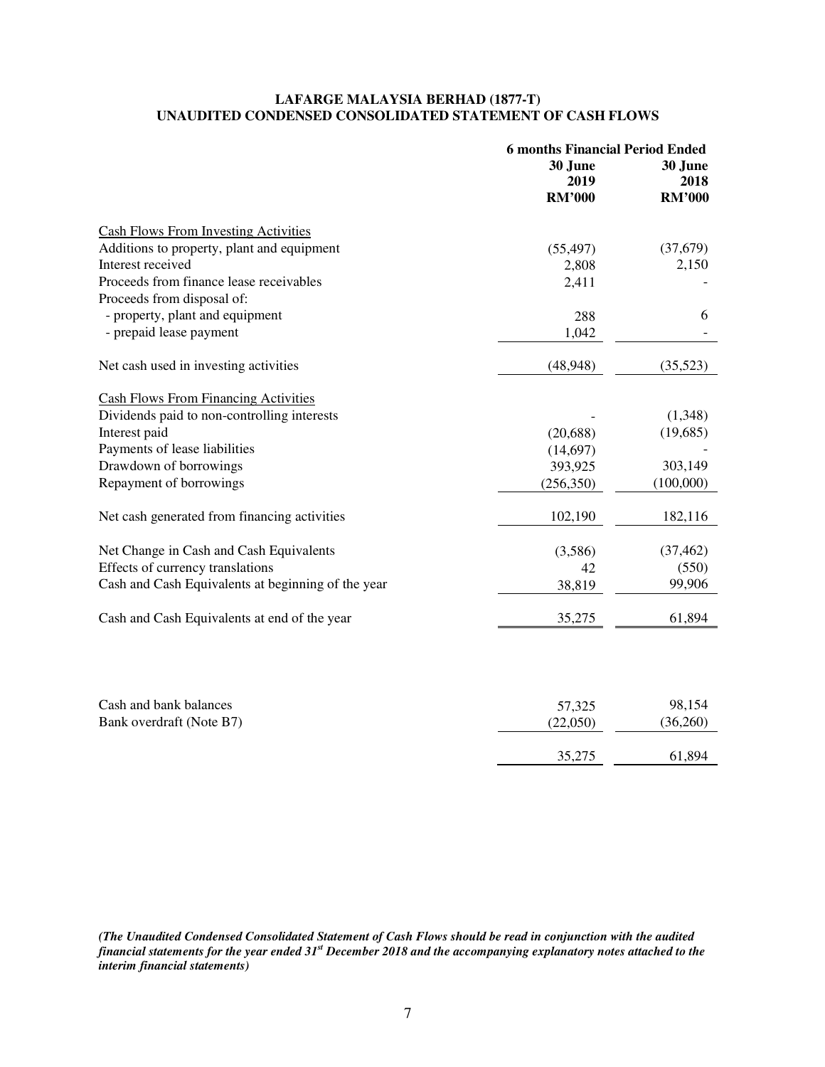**LAFARGE MALAYSIA BERHAD (1877-T)**
**UNAUDITED CONDENSED CONSOLIDATED STATEMENT OF CASH FLOWS**

| | 6 months Financial Period Ended | |
|---|---|---|
| | 30 June 2019 RM'000 | 30 June 2018 RM'000 |
| Cash Flows From Investing Activities | | |
| Additions to property, plant and equipment | (55,497) | (37,679) |
| Interest received | 2,808 | 2,150 |
| Proceeds from finance lease receivables | 2,411 | - |
| Proceeds from disposal of: | | |
| - property, plant and equipment | 288 | 6 |
| - prepaid lease payment | 1,042 | - |
| Net cash used in investing activities | (48,948) | (35,523) |
| Cash Flows From Financing Activities | | |
| Dividends paid to non-controlling interests | - | (1,348) |
| Interest paid | (20,688) | (19,685) |
| Payments of lease liabilities | (14,697) | - |
| Drawdown of borrowings | 393,925 | 303,149 |
| Repayment of borrowings | (256,350) | (100,000) |
| Net cash generated from financing activities | 102,190 | 182,116 |
| Net Change in Cash and Cash Equivalents | (3,586) | (37,462) |
| Effects of currency translations | 42 | (550) |
| Cash and Cash Equivalents at beginning of the year | 38,819 | 99,906 |
| Cash and Cash Equivalents at end of the year | 35,275 | 61,894 |
| | | |
| Cash and bank balances | 57,325 | 98,154 |
| Bank overdraft (Note B7) | (22,050) | (36,260) |
| | 35,275 | 61,894 |

***(The Unaudited Condensed Consolidated Statement of Cash Flows should be read in conjunction with the audited financial statements for the year ended 31st December 2018 and the accompanying explanatory notes attached to the interim financial statements)***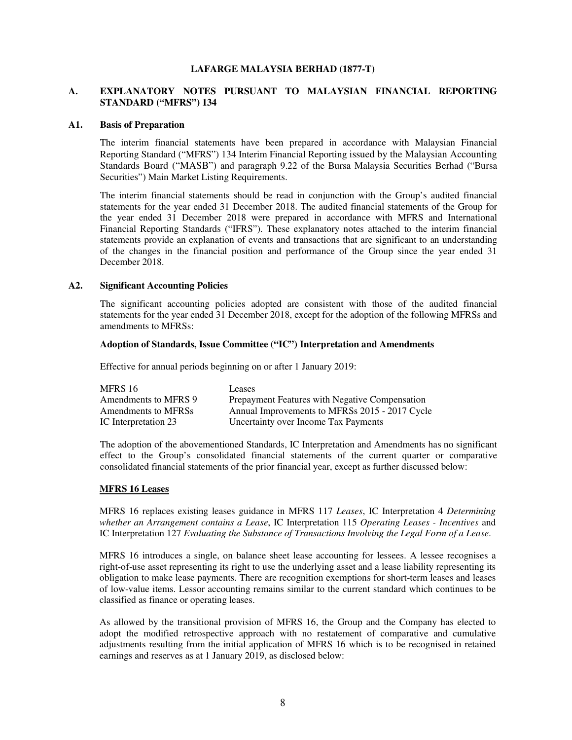**LAFARGE MALAYSIA BERHAD (1877-T)**

## A. EXPLANATORY NOTES PURSUANT TO MALAYSIAN FINANCIAL REPORTING STANDARD ("MFRS") 134

### A1. Basis of Preparation

The interim financial statements have been prepared in accordance with Malaysian Financial Reporting Standard ("MFRS") 134 Interim Financial Reporting issued by the Malaysian Accounting Standards Board ("MASB") and paragraph 9.22 of the Bursa Malaysia Securities Berhad ("Bursa Securities") Main Market Listing Requirements.

The interim financial statements should be read in conjunction with the Group's audited financial statements for the year ended 31 December 2018. The audited financial statements of the Group for the year ended 31 December 2018 were prepared in accordance with MFRS and International Financial Reporting Standards ("IFRS"). These explanatory notes attached to the interim financial statements provide an explanation of events and transactions that are significant to an understanding of the changes in the financial position and performance of the Group since the year ended 31 December 2018.

### A2. Significant Accounting Policies

The significant accounting policies adopted are consistent with those of the audited financial statements for the year ended 31 December 2018, except for the adoption of the following MFRSs and amendments to MFRSs:

**Adoption of Standards, Issue Committee ("IC") Interpretation and Amendments**

Effective for annual periods beginning on or after 1 January 2019:

| | |
|---|---|
| MFRS 16 | Leases |
| Amendments to MFRS 9 | Prepayment Features with Negative Compensation |
| Amendments to MFRSs | Annual Improvements to MFRSs 2015 - 2017 Cycle |
| IC Interpretation 23 | Uncertainty over Income Tax Payments |

The adoption of the abovementioned Standards, IC Interpretation and Amendments has no significant effect to the Group's consolidated financial statements of the current quarter or comparative consolidated financial statements of the prior financial year, except as further discussed below:

**MFRS 16 Leases**

MFRS 16 replaces existing leases guidance in MFRS 117 *Leases*, IC Interpretation 4 *Determining whether an Arrangement contains a Lease*, IC Interpretation 115 *Operating Leases - Incentives* and IC Interpretation 127 *Evaluating the Substance of Transactions Involving the Legal Form of a Lease*.

MFRS 16 introduces a single, on balance sheet lease accounting for lessees. A lessee recognises a right-of-use asset representing its right to use the underlying asset and a lease liability representing its obligation to make lease payments. There are recognition exemptions for short-term leases and leases of low-value items. Lessor accounting remains similar to the current standard which continues to be classified as finance or operating leases.

As allowed by the transitional provision of MFRS 16, the Group and the Company has elected to adopt the modified retrospective approach with no restatement of comparative and cumulative adjustments resulting from the initial application of MFRS 16 which is to be recognised in retained earnings and reserves as at 1 January 2019, as disclosed below: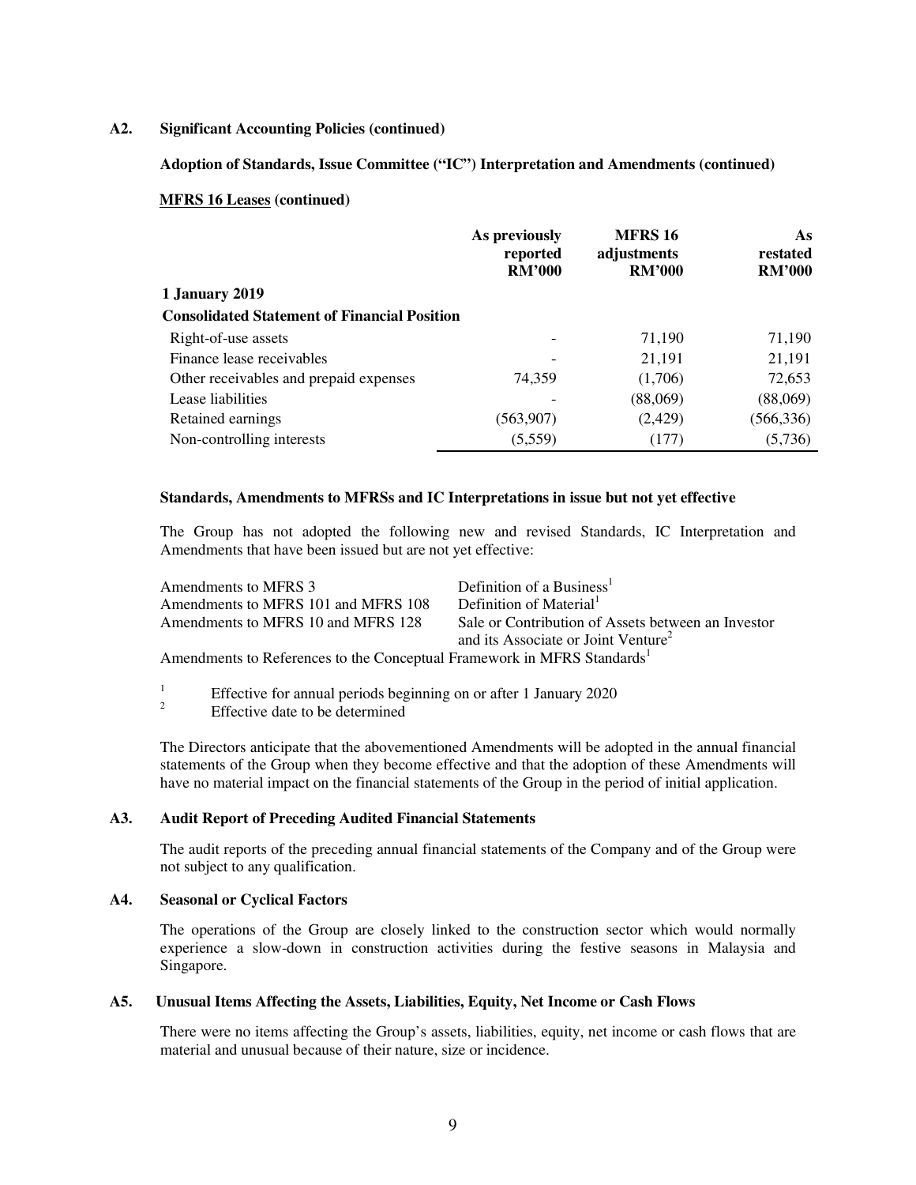**A2. Significant Accounting Policies (continued)**

**Adoption of Standards, Issue Committee ("IC") Interpretation and Amendments (continued)**

**MFRS 16 Leases (continued)**

| | As previously reported RM'000 | MFRS 16 adjustments RM'000 | As restated RM'000 |
|---|---|---|---|
| **1 January 2019** | | | |
| **Consolidated Statement of Financial Position** | | | |
| Right-of-use assets | - | 71,190 | 71,190 |
| Finance lease receivables | - | 21,191 | 21,191 |
| Other receivables and prepaid expenses | 74,359 | (1,706) | 72,653 |
| Lease liabilities | - | (88,069) | (88,069) |
| Retained earnings | (563,907) | (2,429) | (566,336) |
| Non-controlling interests | (5,559) | (177) | (5,736) |

**Standards, Amendments to MFRSs and IC Interpretations in issue but not yet effective**

The Group has not adopted the following new and revised Standards, IC Interpretation and Amendments that have been issued but are not yet effective:

| | |
|---|---|
| Amendments to MFRS 3 | Definition of a Business[1] |
| Amendments to MFRS 101 and MFRS 108 | Definition of Material[1] |
| Amendments to MFRS 10 and MFRS 128 | Sale or Contribution of Assets between an Investor and its Associate or Joint Venture[2] |

Amendments to References to the Conceptual Framework in MFRS Standards[1]

[1] Effective for annual periods beginning on or after 1 January 2020
[2] Effective date to be determined

The Directors anticipate that the abovementioned Amendments will be adopted in the annual financial statements of the Group when they become effective and that the adoption of these Amendments will have no material impact on the financial statements of the Group in the period of initial application.

**A3. Audit Report of Preceding Audited Financial Statements**

The audit reports of the preceding annual financial statements of the Company and of the Group were not subject to any qualification.

**A4. Seasonal or Cyclical Factors**

The operations of the Group are closely linked to the construction sector which would normally experience a slow-down in construction activities during the festive seasons in Malaysia and Singapore.

**A5. Unusual Items Affecting the Assets, Liabilities, Equity, Net Income or Cash Flows**

There were no items affecting the Group's assets, liabilities, equity, net income or cash flows that are material and unusual because of their nature, size or incidence.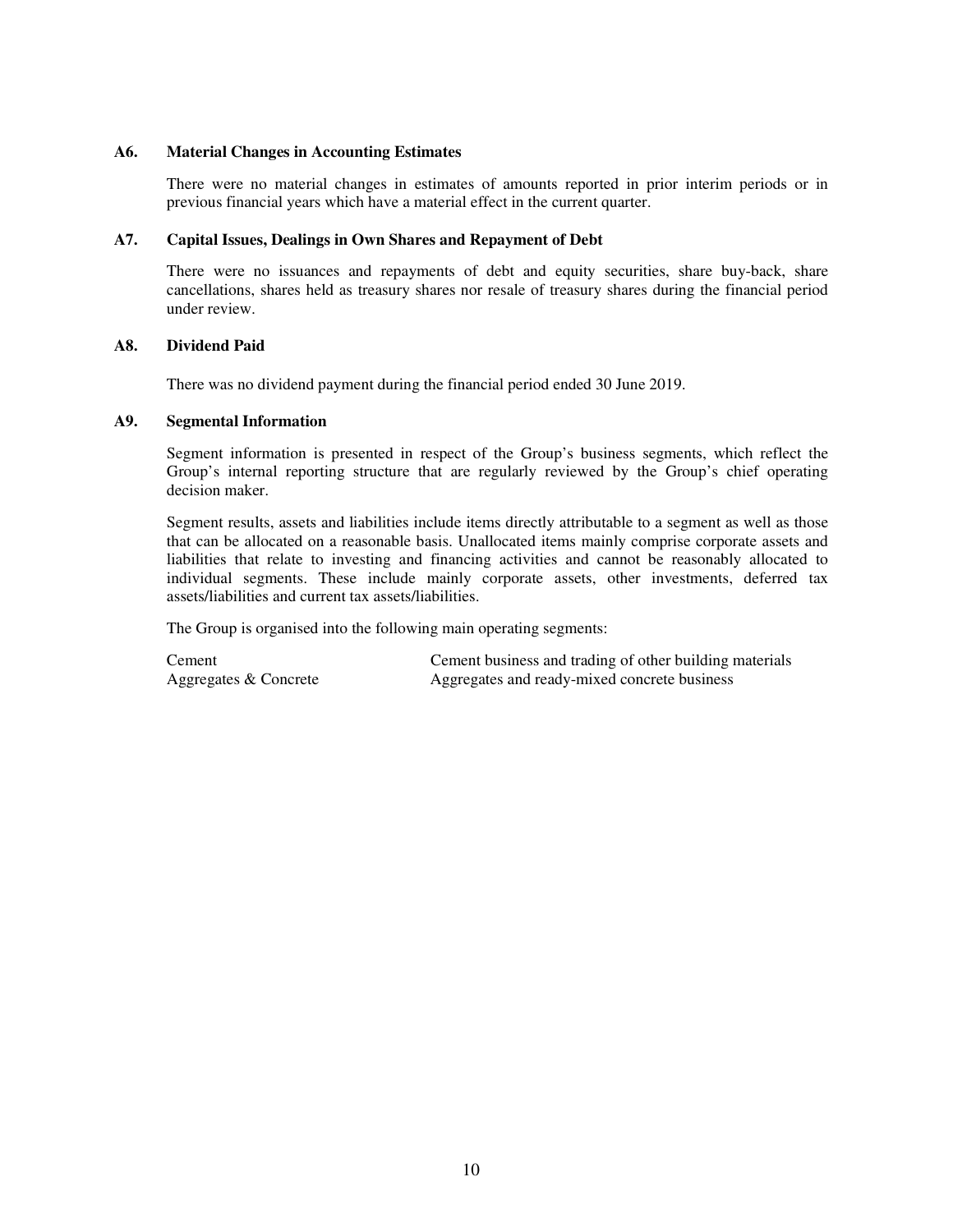### A6. Material Changes in Accounting Estimates

There were no material changes in estimates of amounts reported in prior interim periods or in previous financial years which have a material effect in the current quarter.

### A7. Capital Issues, Dealings in Own Shares and Repayment of Debt

There were no issuances and repayments of debt and equity securities, share buy-back, share cancellations, shares held as treasury shares nor resale of treasury shares during the financial period under review.

### A8. Dividend Paid

There was no dividend payment during the financial period ended 30 June 2019.

### A9. Segmental Information

Segment information is presented in respect of the Group's business segments, which reflect the Group's internal reporting structure that are regularly reviewed by the Group's chief operating decision maker.

Segment results, assets and liabilities include items directly attributable to a segment as well as those that can be allocated on a reasonable basis. Unallocated items mainly comprise corporate assets and liabilities that relate to investing and financing activities and cannot be reasonably allocated to individual segments. These include mainly corporate assets, other investments, deferred tax assets/liabilities and current tax assets/liabilities.

The Group is organised into the following main operating segments:

| | |
|---|---|
| Cement | Cement business and trading of other building materials |
| Aggregates & Concrete | Aggregates and ready-mixed concrete business |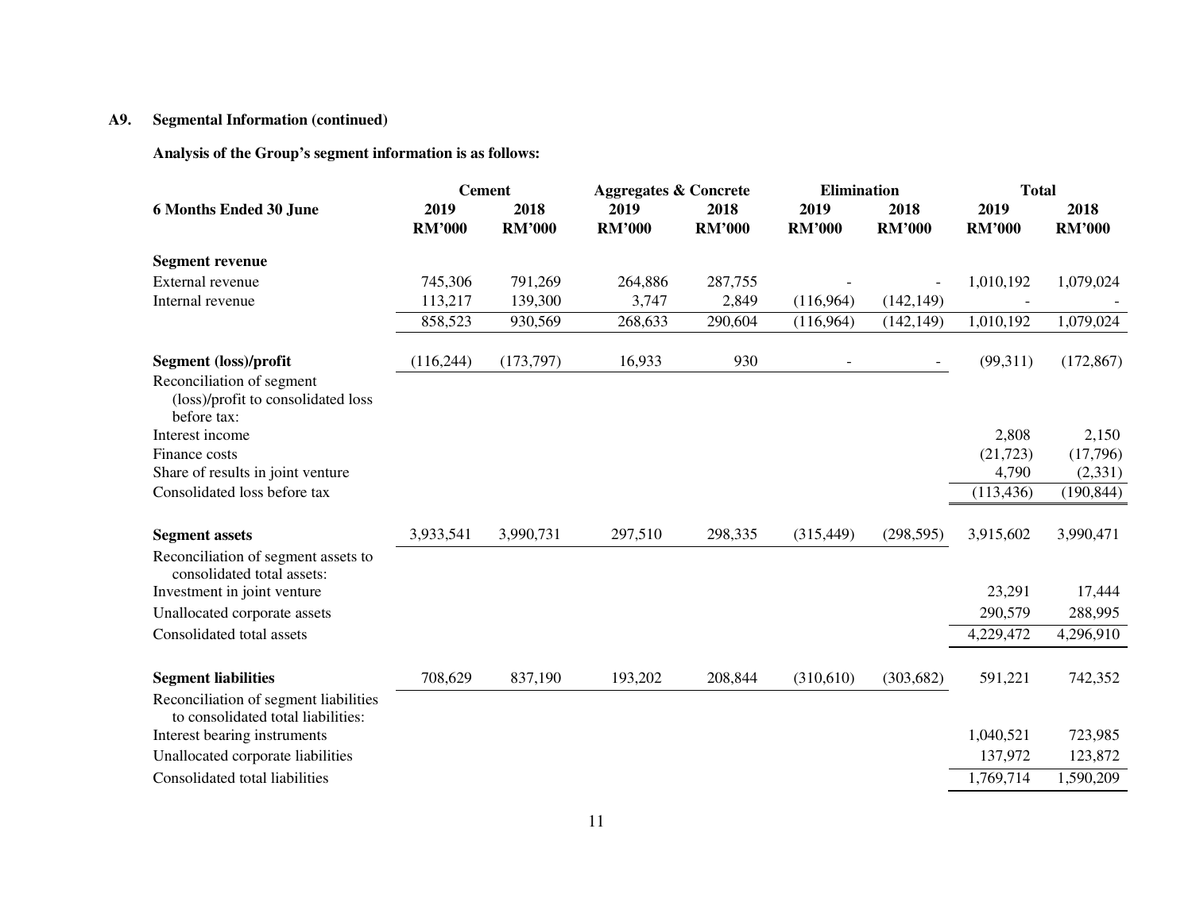## A9. Segmental Information (continued)

**Analysis of the Group's segment information is as follows:**

| 6 Months Ended 30 June | Cement | | Aggregates & Concrete | | Elimination | | Total | |
|---|---|---|---|---|---|---|---|---|
| | 2019 RM'000 | 2018 RM'000 | 2019 RM'000 | 2018 RM'000 | 2019 RM'000 | 2018 RM'000 | 2019 RM'000 | 2018 RM'000 |
| **Segment revenue** | | | | | | | | |
| External revenue | 745,306 | 791,269 | 264,886 | 287,755 | - | - | 1,010,192 | 1,079,024 |
| Internal revenue | 113,217 | 139,300 | 3,747 | 2,849 | (116,964) | (142,149) | - | - |
| | 858,523 | 930,569 | 268,633 | 290,604 | (116,964) | (142,149) | 1,010,192 | 1,079,024 |
| **Segment (loss)/profit** | (116,244) | (173,797) | 16,933 | 930 | - | - | (99,311) | (172,867) |
| Reconciliation of segment (loss)/profit to consolidated loss before tax: | | | | | | | | |
| Interest income | | | | | | | 2,808 | 2,150 |
| Finance costs | | | | | | | (21,723) | (17,796) |
| Share of results in joint venture | | | | | | | 4,790 | (2,331) |
| Consolidated loss before tax | | | | | | | (113,436) | (190,844) |
| **Segment assets** | 3,933,541 | 3,990,731 | 297,510 | 298,335 | (315,449) | (298,595) | 3,915,602 | 3,990,471 |
| Reconciliation of segment assets to consolidated total assets: | | | | | | | | |
| Investment in joint venture | | | | | | | 23,291 | 17,444 |
| Unallocated corporate assets | | | | | | | 290,579 | 288,995 |
| Consolidated total assets | | | | | | | 4,229,472 | 4,296,910 |
| **Segment liabilities** | 708,629 | 837,190 | 193,202 | 208,844 | (310,610) | (303,682) | 591,221 | 742,352 |
| Reconciliation of segment liabilities to consolidated total liabilities: | | | | | | | | |
| Interest bearing instruments | | | | | | | 1,040,521 | 723,985 |
| Unallocated corporate liabilities | | | | | | | 137,972 | 123,872 |
| Consolidated total liabilities | | | | | | | 1,769,714 | 1,590,209 |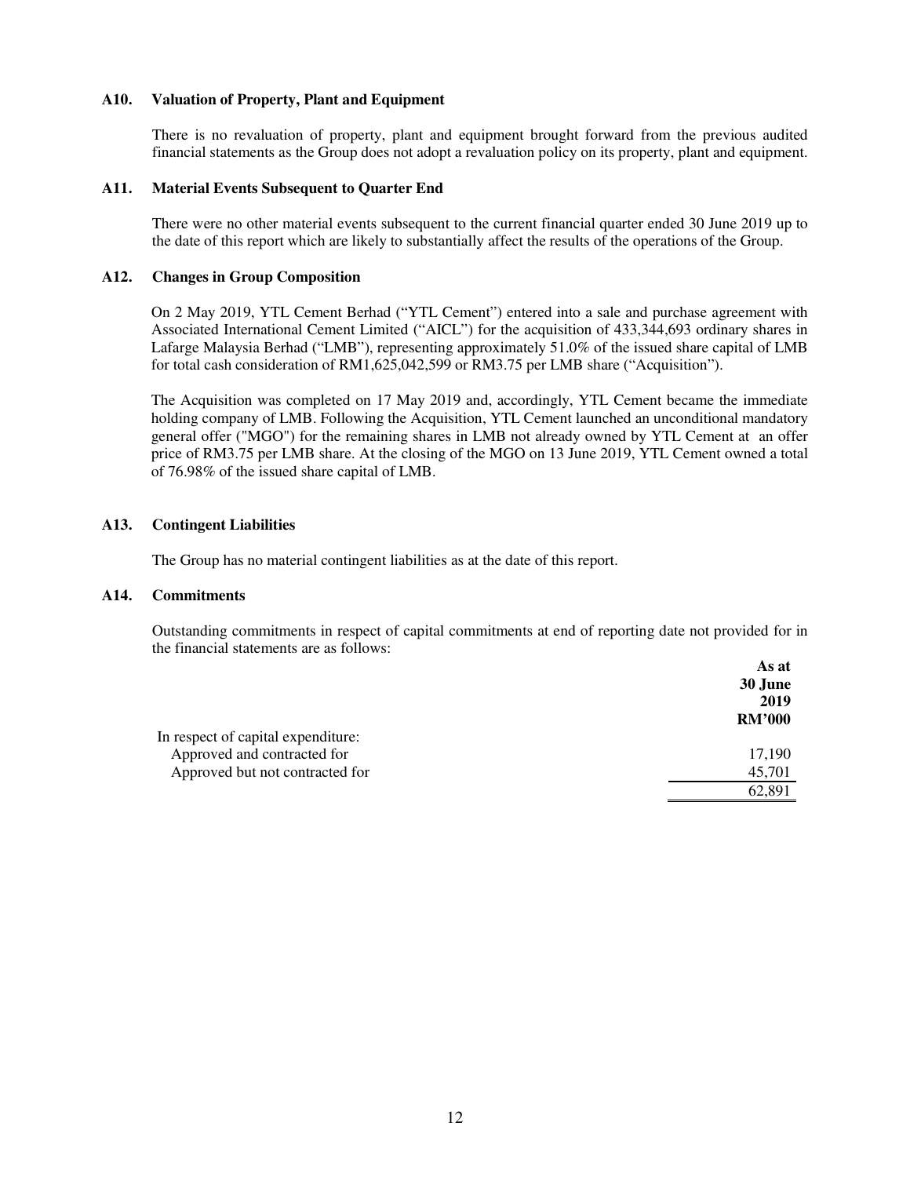### A10. Valuation of Property, Plant and Equipment

There is no revaluation of property, plant and equipment brought forward from the previous audited financial statements as the Group does not adopt a revaluation policy on its property, plant and equipment.

### A11. Material Events Subsequent to Quarter End

There were no other material events subsequent to the current financial quarter ended 30 June 2019 up to the date of this report which are likely to substantially affect the results of the operations of the Group.

### A12. Changes in Group Composition

On 2 May 2019, YTL Cement Berhad ("YTL Cement") entered into a sale and purchase agreement with Associated International Cement Limited ("AICL") for the acquisition of 433,344,693 ordinary shares in Lafarge Malaysia Berhad ("LMB"), representing approximately 51.0% of the issued share capital of LMB for total cash consideration of RM1,625,042,599 or RM3.75 per LMB share ("Acquisition").

The Acquisition was completed on 17 May 2019 and, accordingly, YTL Cement became the immediate holding company of LMB. Following the Acquisition, YTL Cement launched an unconditional mandatory general offer ("MGO") for the remaining shares in LMB not already owned by YTL Cement at an offer price of RM3.75 per LMB share. At the closing of the MGO on 13 June 2019, YTL Cement owned a total of 76.98% of the issued share capital of LMB.

### A13. Contingent Liabilities

The Group has no material contingent liabilities as at the date of this report.

### A14. Commitments

Outstanding commitments in respect of capital commitments at end of reporting date not provided for in the financial statements are as follows:

| | **As at 30 June 2019 RM'000** |
|---|---|
| In respect of capital expenditure: | |
| Approved and contracted for | 17,190 |
| Approved but not contracted for | 45,701 |
| | 62,891 |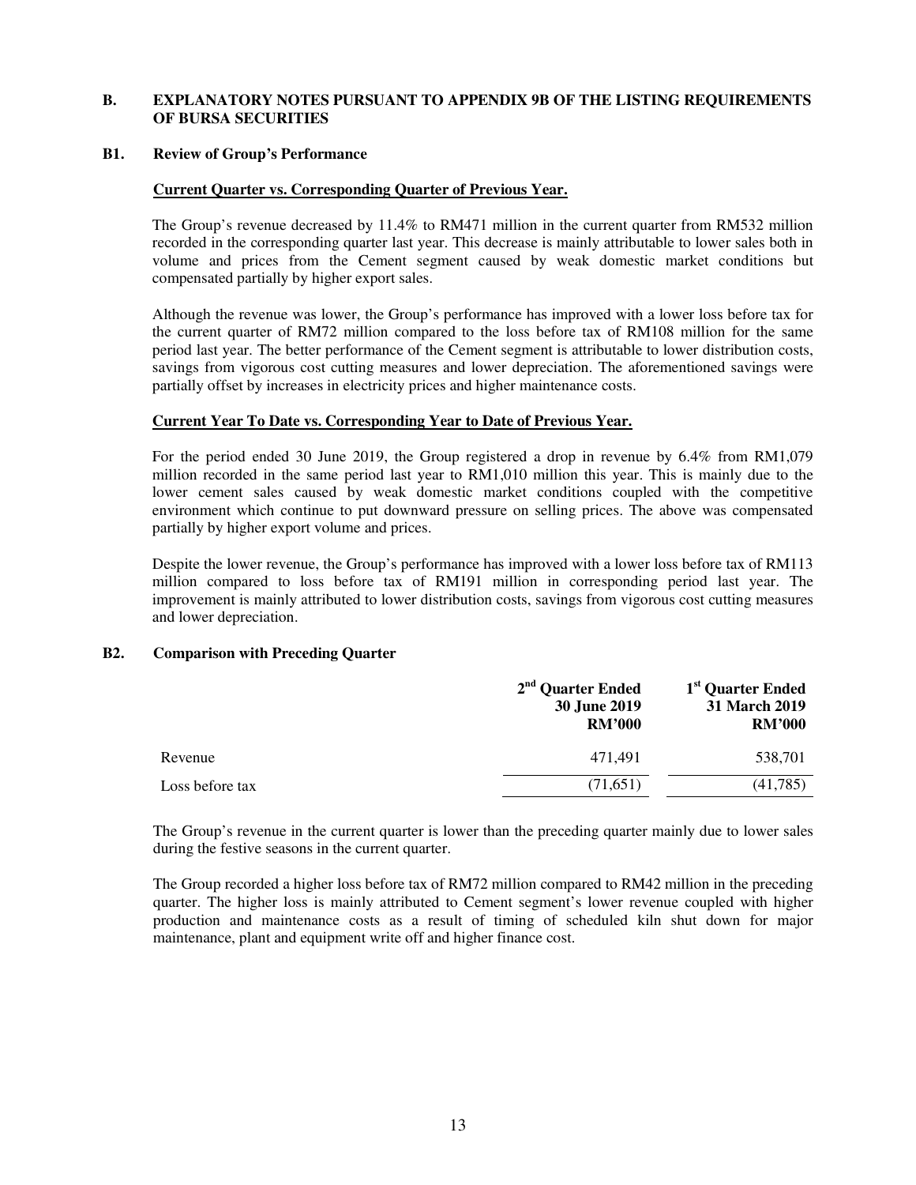## B. EXPLANATORY NOTES PURSUANT TO APPENDIX 9B OF THE LISTING REQUIREMENTS OF BURSA SECURITIES

### B1. Review of Group's Performance

**Current Quarter vs. Corresponding Quarter of Previous Year.**

The Group's revenue decreased by 11.4% to RM471 million in the current quarter from RM532 million recorded in the corresponding quarter last year. This decrease is mainly attributable to lower sales both in volume and prices from the Cement segment caused by weak domestic market conditions but compensated partially by higher export sales.

Although the revenue was lower, the Group's performance has improved with a lower loss before tax for the current quarter of RM72 million compared to the loss before tax of RM108 million for the same period last year. The better performance of the Cement segment is attributable to lower distribution costs, savings from vigorous cost cutting measures and lower depreciation. The aforementioned savings were partially offset by increases in electricity prices and higher maintenance costs.

**Current Year To Date vs. Corresponding Year to Date of Previous Year.**

For the period ended 30 June 2019, the Group registered a drop in revenue by 6.4% from RM1,079 million recorded in the same period last year to RM1,010 million this year. This is mainly due to the lower cement sales caused by weak domestic market conditions coupled with the competitive environment which continue to put downward pressure on selling prices. The above was compensated partially by higher export volume and prices.

Despite the lower revenue, the Group's performance has improved with a lower loss before tax of RM113 million compared to loss before tax of RM191 million in corresponding period last year. The improvement is mainly attributed to lower distribution costs, savings from vigorous cost cutting measures and lower depreciation.

### B2. Comparison with Preceding Quarter

| | 2nd Quarter Ended 30 June 2019 RM'000 | 1st Quarter Ended 31 March 2019 RM'000 |
|---|---|---|
| Revenue | 471,491 | 538,701 |
| Loss before tax | (71,651) | (41,785) |

The Group's revenue in the current quarter is lower than the preceding quarter mainly due to lower sales during the festive seasons in the current quarter.

The Group recorded a higher loss before tax of RM72 million compared to RM42 million in the preceding quarter. The higher loss is mainly attributed to Cement segment's lower revenue coupled with higher production and maintenance costs as a result of timing of scheduled kiln shut down for major maintenance, plant and equipment write off and higher finance cost.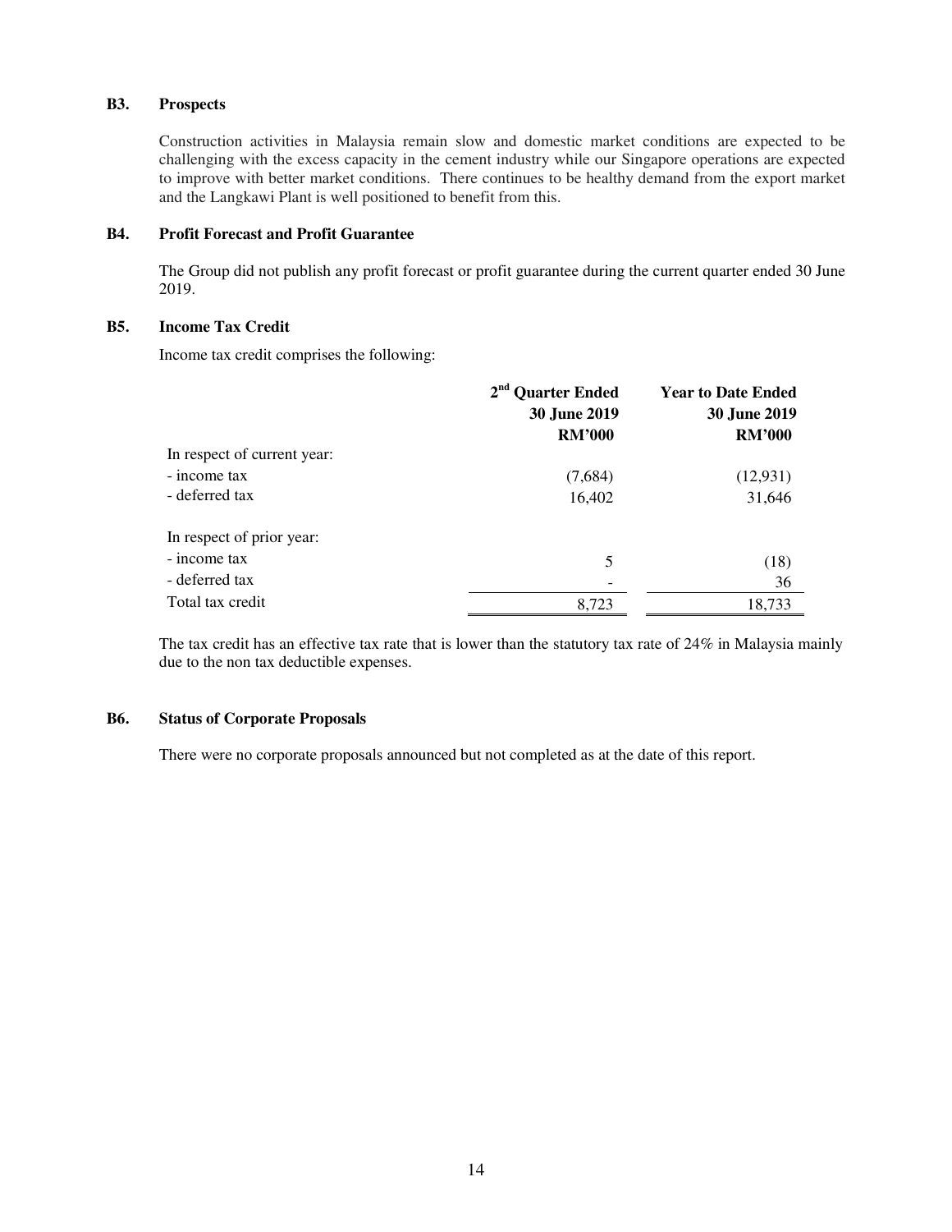### B3. Prospects

Construction activities in Malaysia remain slow and domestic market conditions are expected to be challenging with the excess capacity in the cement industry while our Singapore operations are expected to improve with better market conditions. There continues to be healthy demand from the export market and the Langkawi Plant is well positioned to benefit from this.

### B4. Profit Forecast and Profit Guarantee

The Group did not publish any profit forecast or profit guarantee during the current quarter ended 30 June 2019.

### B5. Income Tax Credit

Income tax credit comprises the following:

| | 2nd Quarter Ended 30 June 2019 RM'000 | Year to Date Ended 30 June 2019 RM'000 |
|---|---|---|
| In respect of current year: | | |
| - income tax | (7,684) | (12,931) |
| - deferred tax | 16,402 | 31,646 |
| In respect of prior year: | | |
| - income tax | 5 | (18) |
| - deferred tax | - | 36 |
| Total tax credit | 8,723 | 18,733 |

The tax credit has an effective tax rate that is lower than the statutory tax rate of 24% in Malaysia mainly due to the non tax deductible expenses.

### B6. Status of Corporate Proposals

There were no corporate proposals announced but not completed as at the date of this report.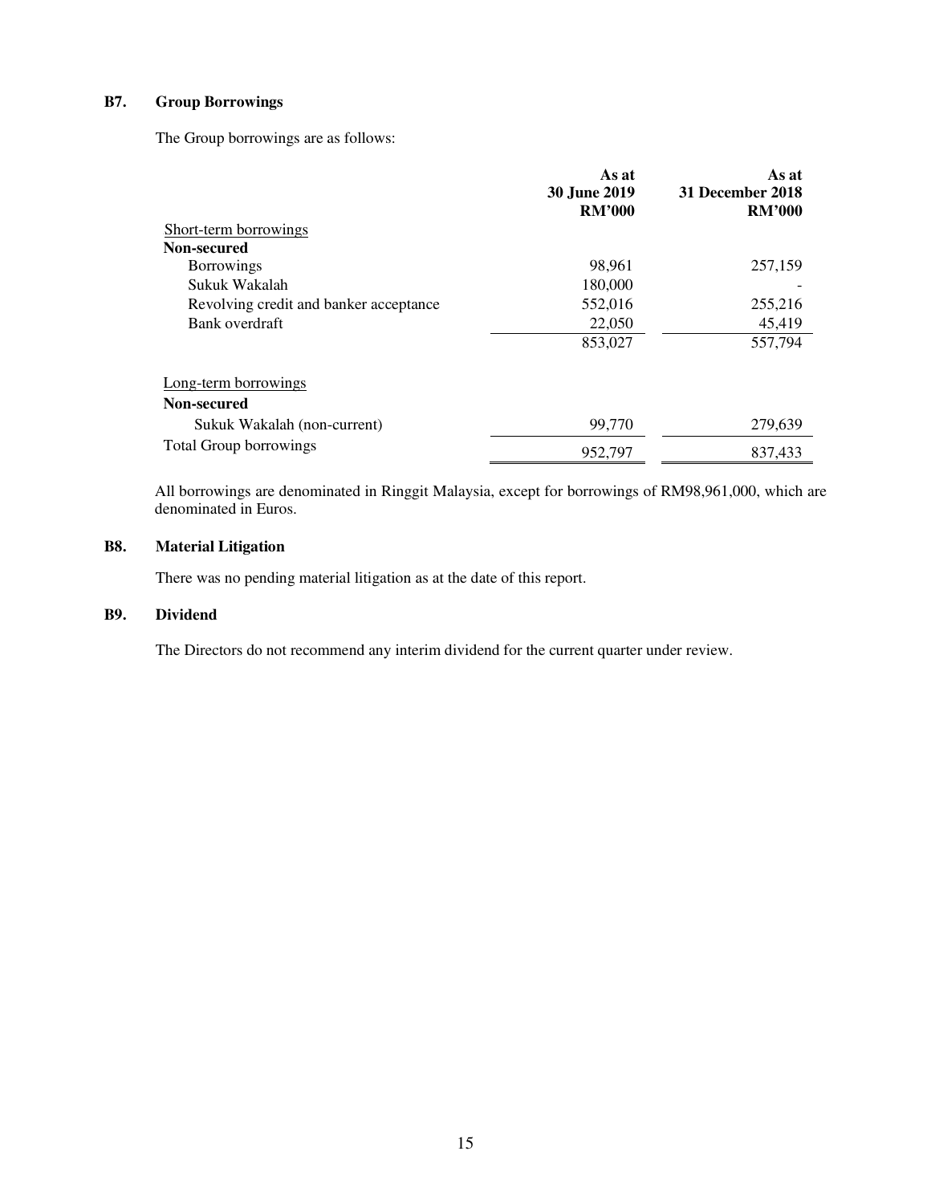## B7. Group Borrowings

The Group borrowings are as follows:

| | As at 30 June 2019 RM'000 | As at 31 December 2018 RM'000 |
|---|---|---|
| Short-term borrowings | | |
| **Non-secured** | | |
| Borrowings | 98,961 | 257,159 |
| Sukuk Wakalah | 180,000 | - |
| Revolving credit and banker acceptance | 552,016 | 255,216 |
| Bank overdraft | 22,050 | 45,419 |
| | 853,027 | 557,794 |
| Long-term borrowings | | |
| **Non-secured** | | |
| Sukuk Wakalah (non-current) | 99,770 | 279,639 |
| Total Group borrowings | 952,797 | 837,433 |

All borrowings are denominated in Ringgit Malaysia, except for borrowings of RM98,961,000, which are denominated in Euros.

## B8. Material Litigation

There was no pending material litigation as at the date of this report.

## B9. Dividend

The Directors do not recommend any interim dividend for the current quarter under review.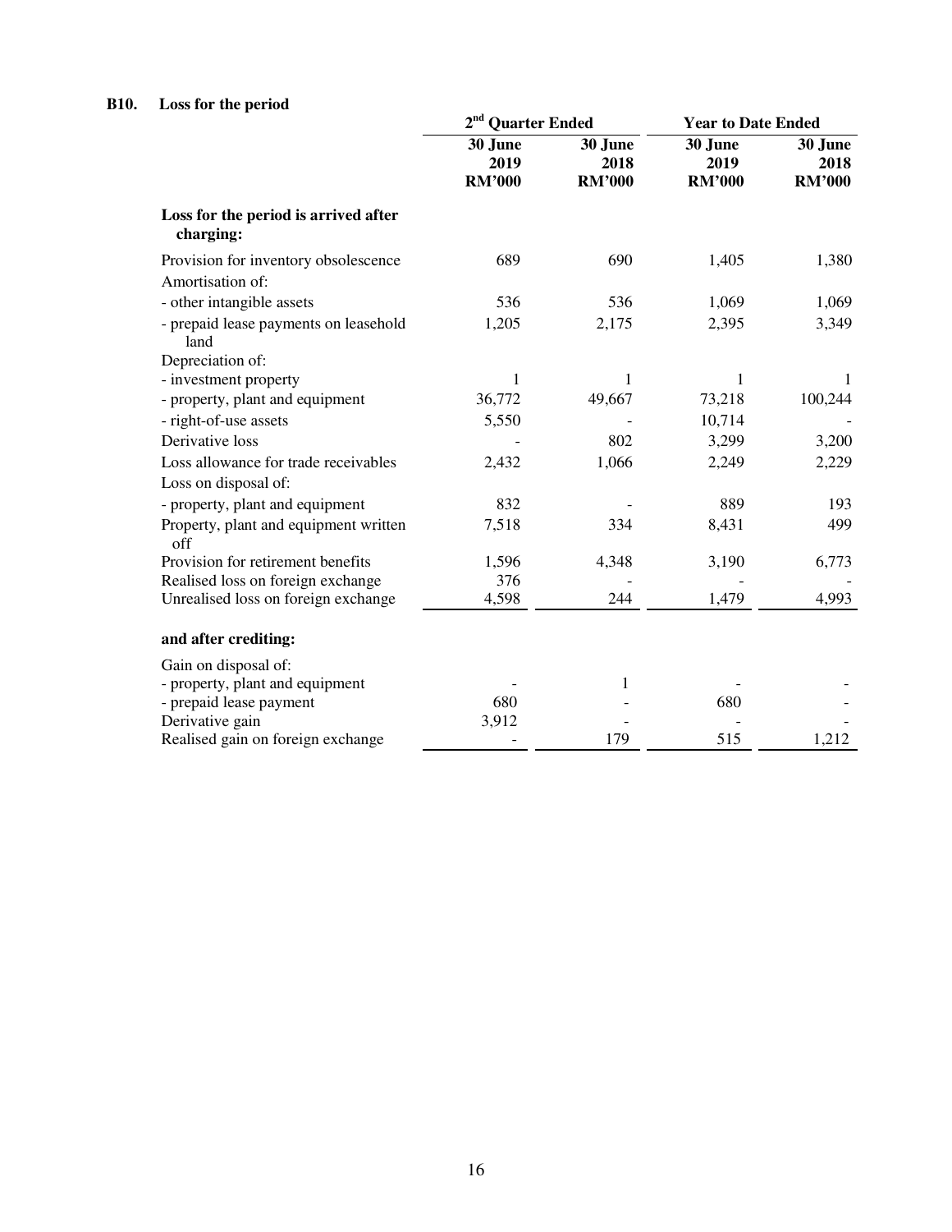## B10. Loss for the period

| | 2nd Quarter Ended | | Year to Date Ended | |
|---|---|---|---|---|
| | 30 June 2019 RM'000 | 30 June 2018 RM'000 | 30 June 2019 RM'000 | 30 June 2018 RM'000 |
| **Loss for the period is arrived after charging:** | | | | |
| Provision for inventory obsolescence | 689 | 690 | 1,405 | 1,380 |
| Amortisation of: | | | | |
| - other intangible assets | 536 | 536 | 1,069 | 1,069 |
| - prepaid lease payments on leasehold land | 1,205 | 2,175 | 2,395 | 3,349 |
| Depreciation of: | | | | |
| - investment property | 1 | 1 | 1 | 1 |
| - property, plant and equipment | 36,772 | 49,667 | 73,218 | 100,244 |
| - right-of-use assets | 5,550 | - | 10,714 | - |
| Derivative loss | - | 802 | 3,299 | 3,200 |
| Loss allowance for trade receivables | 2,432 | 1,066 | 2,249 | 2,229 |
| Loss on disposal of: | | | | |
| - property, plant and equipment | 832 | - | 889 | 193 |
| Property, plant and equipment written off | 7,518 | 334 | 8,431 | 499 |
| Provision for retirement benefits | 1,596 | 4,348 | 3,190 | 6,773 |
| Realised loss on foreign exchange | 376 | - | - | - |
| Unrealised loss on foreign exchange | 4,598 | 244 | 1,479 | 4,993 |
| **and after crediting:** | | | | |
| Gain on disposal of: | | | | |
| - property, plant and equipment | - | 1 | - | - |
| - prepaid lease payment | 680 | - | 680 | - |
| Derivative gain | 3,912 | - | - | - |
| Realised gain on foreign exchange | - | 179 | 515 | 1,212 |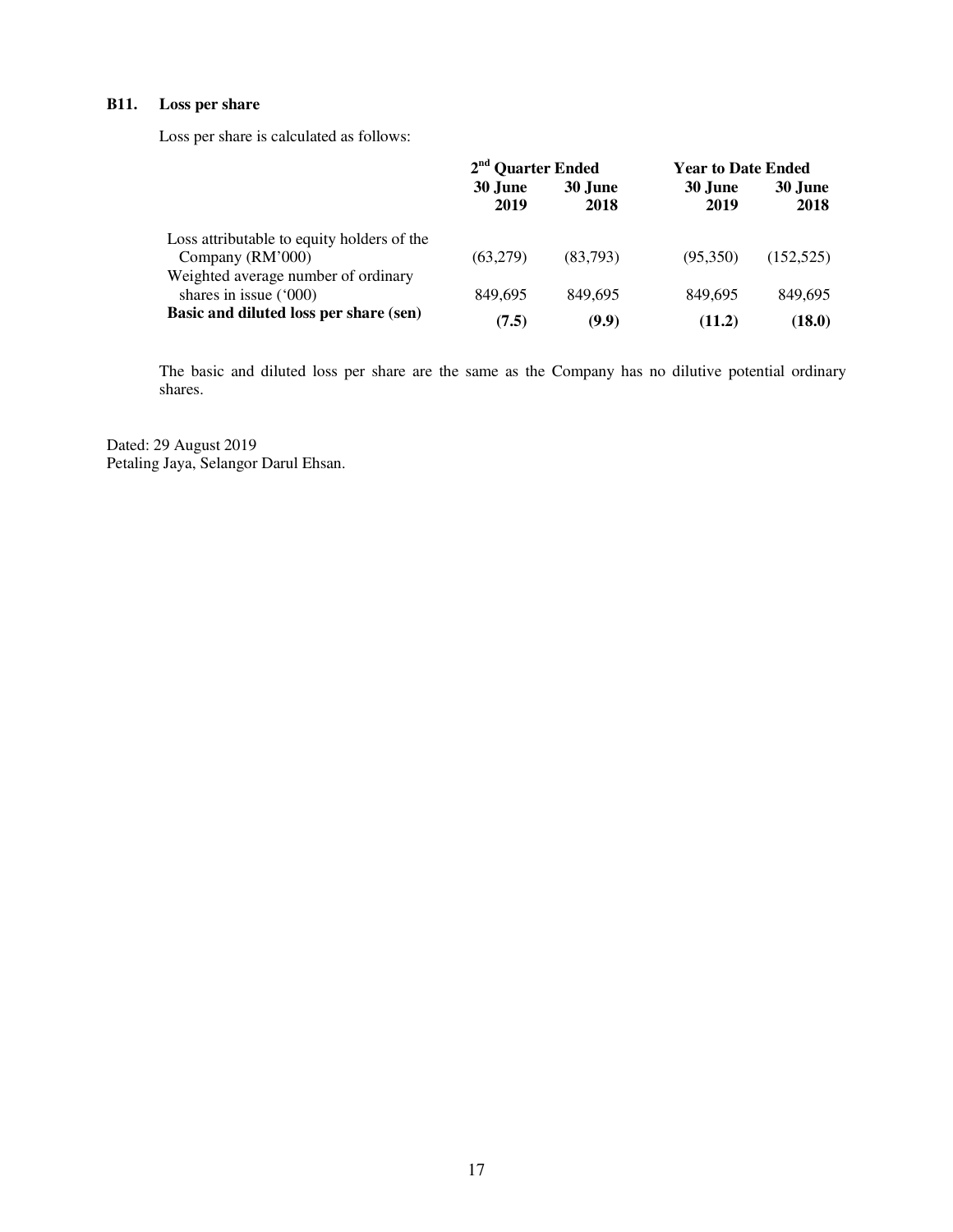### B11. Loss per share

Loss per share is calculated as follows:

| | 2nd Quarter Ended | | Year to Date Ended | |
|---|---|---|---|---|
| | **30 June 2019** | **30 June 2018** | **30 June 2019** | **30 June 2018** |
| Loss attributable to equity holders of the Company (RM'000) | (63,279) | (83,793) | (95,350) | (152,525) |
| Weighted average number of ordinary shares in issue ('000) | 849,695 | 849,695 | 849,695 | 849,695 |
| **Basic and diluted loss per share (sen)** | **(7.5)** | **(9.9)** | **(11.2)** | **(18.0)** |

The basic and diluted loss per share are the same as the Company has no dilutive potential ordinary shares.

Dated: 29 August 2019
Petaling Jaya, Selangor Darul Ehsan.